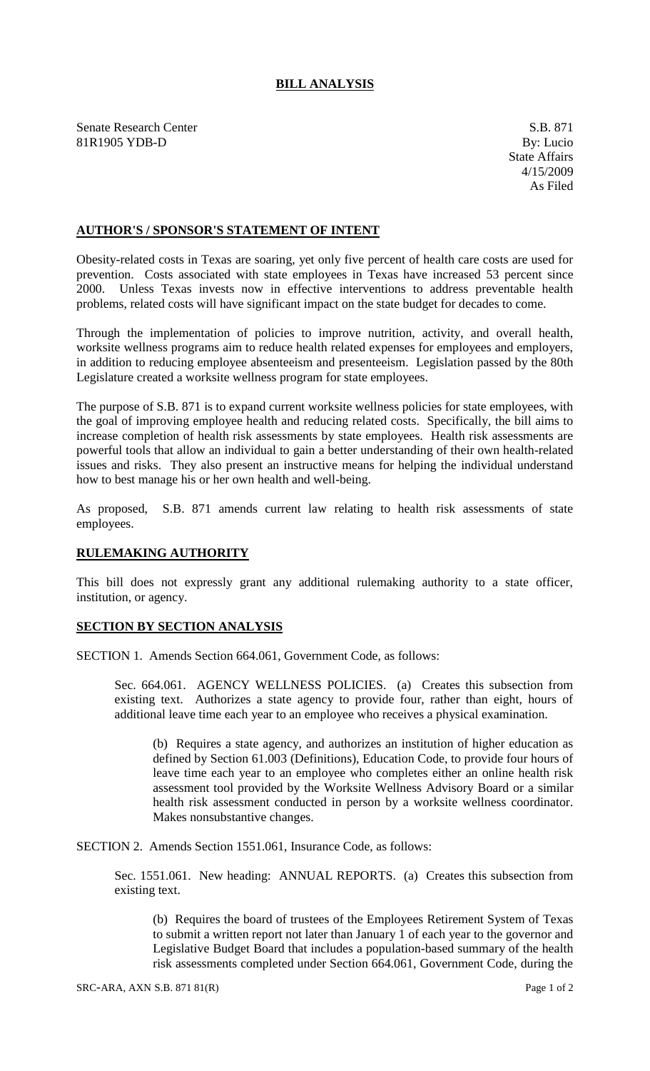# BILL ANALYSIS

Senate Research Center
81R1905 YDB-D

S.B. 871
By: Lucio
State Affairs
4/15/2009
As Filed

## AUTHOR'S / SPONSOR'S STATEMENT OF INTENT

Obesity-related costs in Texas are soaring, yet only five percent of health care costs are used for prevention. Costs associated with state employees in Texas have increased 53 percent since 2000. Unless Texas invests now in effective interventions to address preventable health problems, related costs will have significant impact on the state budget for decades to come.

Through the implementation of policies to improve nutrition, activity, and overall health, worksite wellness programs aim to reduce health related expenses for employees and employers, in addition to reducing employee absenteeism and presenteeism. Legislation passed by the 80th Legislature created a worksite wellness program for state employees.

The purpose of S.B. 871 is to expand current worksite wellness policies for state employees, with the goal of improving employee health and reducing related costs. Specifically, the bill aims to increase completion of health risk assessments by state employees. Health risk assessments are powerful tools that allow an individual to gain a better understanding of their own health-related issues and risks. They also present an instructive means for helping the individual understand how to best manage his or her own health and well-being.

As proposed, S.B. 871 amends current law relating to health risk assessments of state employees.

## RULEMAKING AUTHORITY

This bill does not expressly grant any additional rulemaking authority to a state officer, institution, or agency.

## SECTION BY SECTION ANALYSIS

SECTION 1. Amends Section 664.061, Government Code, as follows:

Sec. 664.061. AGENCY WELLNESS POLICIES. (a) Creates this subsection from existing text. Authorizes a state agency to provide four, rather than eight, hours of additional leave time each year to an employee who receives a physical examination.

(b) Requires a state agency, and authorizes an institution of higher education as defined by Section 61.003 (Definitions), Education Code, to provide four hours of leave time each year to an employee who completes either an online health risk assessment tool provided by the Worksite Wellness Advisory Board or a similar health risk assessment conducted in person by a worksite wellness coordinator. Makes nonsubstantive changes.

SECTION 2. Amends Section 1551.061, Insurance Code, as follows:

Sec. 1551.061. New heading: ANNUAL REPORTS. (a) Creates this subsection from existing text.

(b) Requires the board of trustees of the Employees Retirement System of Texas to submit a written report not later than January 1 of each year to the governor and Legislative Budget Board that includes a population-based summary of the health risk assessments completed under Section 664.061, Government Code, during the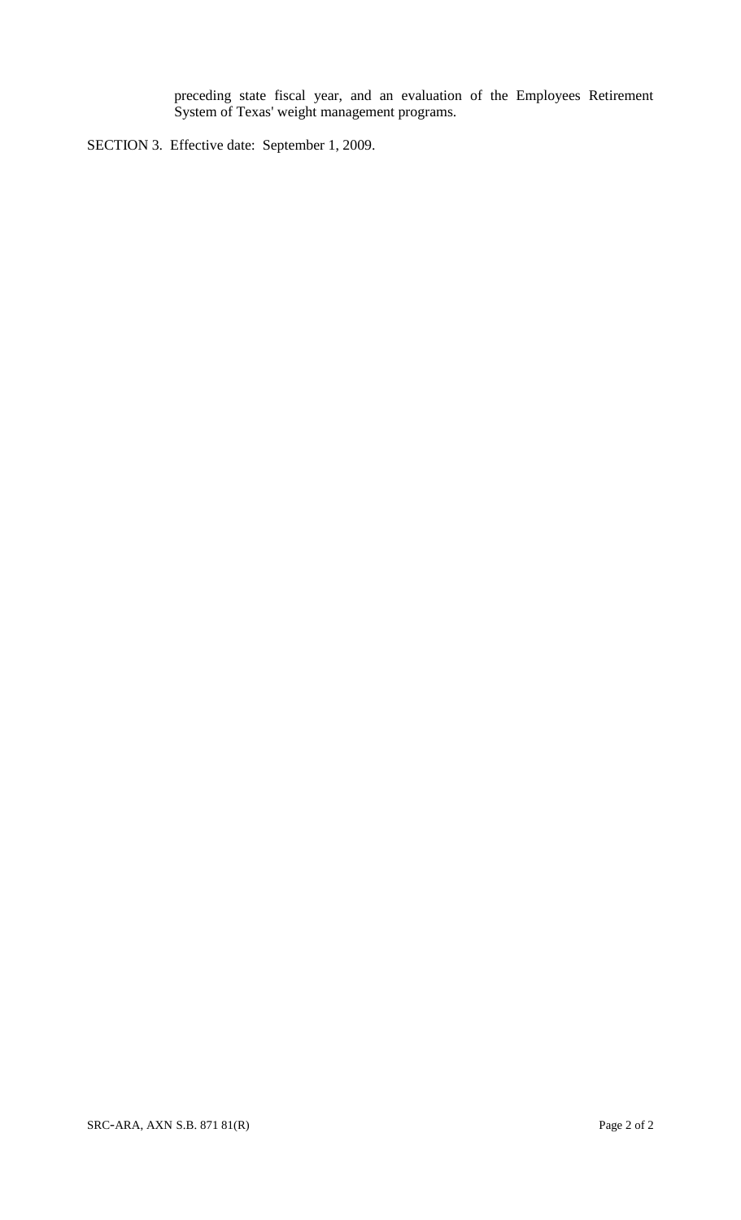preceding state fiscal year, and an evaluation of the Employees Retirement System of Texas' weight management programs.

SECTION 3. Effective date: September 1, 2009.